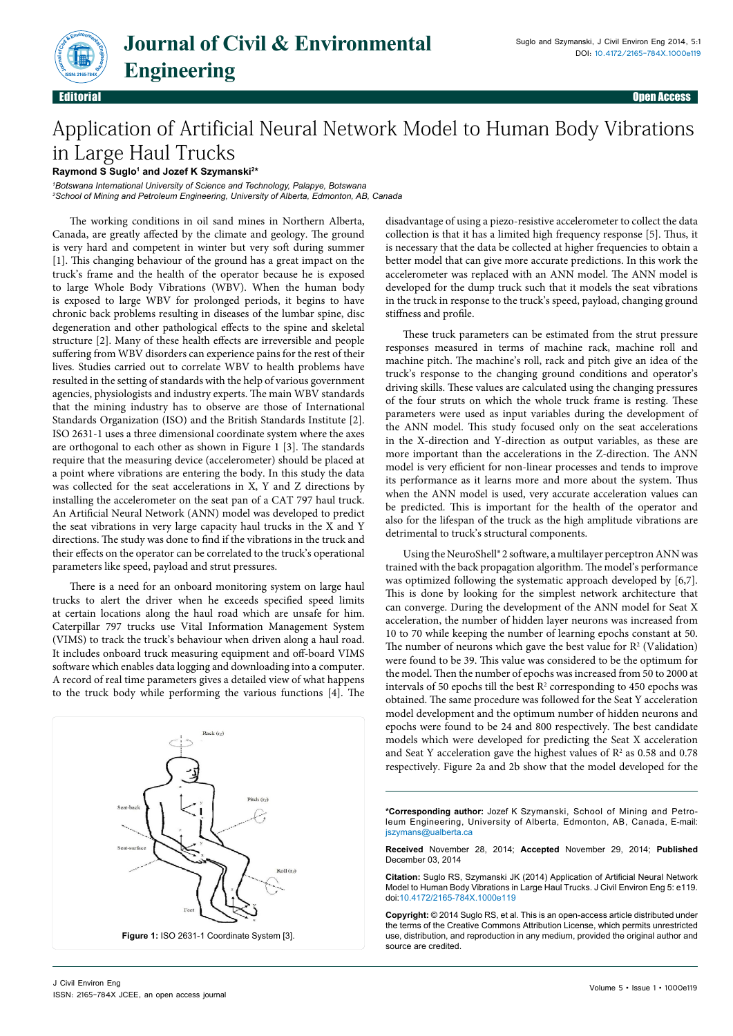# Application of Artificial Neural Network Model to Human Body Vibrations in Large Haul Trucks

**Raymond S Suglo[1] and Jozef K Szymanski[2]***

[1]*Botswana International University of Science and Technology, Palapye, Botswana*
[2]*School of Mining and Petroleum Engineering, University of Alberta, Edmonton, AB, Canada*

The working conditions in oil sand mines in Northern Alberta, Canada, are greatly affected by the climate and geology. The ground is very hard and competent in winter but very soft during summer [1]. This changing behaviour of the ground has a great impact on the truck's frame and the health of the operator because he is exposed to large Whole Body Vibrations (WBV). When the human body is exposed to large WBV for prolonged periods, it begins to have chronic back problems resulting in diseases of the lumbar spine, disc degeneration and other pathological effects to the spine and skeletal structure [2]. Many of these health effects are irreversible and people suffering from WBV disorders can experience pains for the rest of their lives. Studies carried out to correlate WBV to health problems have resulted in the setting of standards with the help of various government agencies, physiologists and industry experts. The main WBV standards that the mining industry has to observe are those of International Standards Organization (ISO) and the British Standards Institute [2]. ISO 2631-1 uses a three dimensional coordinate system where the axes are orthogonal to each other as shown in Figure 1 [3]. The standards require that the measuring device (accelerometer) should be placed at a point where vibrations are entering the body. In this study the data was collected for the seat accelerations in X, Y and Z directions by installing the accelerometer on the seat pan of a CAT 797 haul truck. An Artificial Neural Network (ANN) model was developed to predict the seat vibrations in very large capacity haul trucks in the X and Y directions. The study was done to find if the vibrations in the truck and their effects on the operator can be correlated to the truck's operational parameters like speed, payload and strut pressures.

There is a need for an onboard monitoring system on large haul trucks to alert the driver when he exceeds specified speed limits at certain locations along the haul road which are unsafe for him. Caterpillar 797 trucks use Vital Information Management System (VIMS) to track the truck's behaviour when driven along a haul road. It includes onboard truck measuring equipment and off-board VIMS software which enables data logging and downloading into a computer. A record of real time parameters gives a detailed view of what happens to the truck body while performing the various functions [4]. The disadvantage of using a piezo-resistive accelerometer to collect the data collection is that it has a limited high frequency response [5]. Thus, it is necessary that the data be collected at higher frequencies to obtain a better model that can give more accurate predictions. In this work the accelerometer was replaced with an ANN model. The ANN model is developed for the dump truck such that it models the seat vibrations in the truck in response to the truck's speed, payload, changing ground stiffness and profile.

These truck parameters can be estimated from the strut pressure responses measured in terms of machine rack, machine roll and machine pitch. The machine's roll, rack and pitch give an idea of the truck's response to the changing ground conditions and operator's driving skills. These values are calculated using the changing pressures of the four struts on which the whole truck frame is resting. These parameters were used as input variables during the development of the ANN model. This study focused only on the seat accelerations in the X-direction and Y-direction as output variables, as these are more important than the accelerations in the Z-direction. The ANN model is very efficient for non-linear processes and tends to improve its performance as it learns more and more about the system. Thus when the ANN model is used, very accurate acceleration values can be predicted. This is important for the health of the operator and also for the lifespan of the truck as the high amplitude vibrations are detrimental to truck's structural components.

Using the NeuroShell® 2 software, a multilayer perceptron ANN was trained with the back propagation algorithm. The model's performance was optimized following the systematic approach developed by [6,7]. This is done by looking for the simplest network architecture that can converge. During the development of the ANN model for Seat X acceleration, the number of hidden layer neurons was increased from 10 to 70 while keeping the number of learning epochs constant at 50. The number of neurons which gave the best value for $R^2$ (Validation) were found to be 39. This value was considered to be the optimum for the model. Then the number of epochs was increased from 50 to 2000 at intervals of 50 epochs till the best $R^2$ corresponding to 450 epochs was obtained. The same procedure was followed for the Seat Y acceleration model development and the optimum number of hidden neurons and epochs were found to be 24 and 800 respectively. The best candidate models which were developed for predicting the Seat X acceleration and Seat Y acceleration gave the highest values of $R^2$ as 0.58 and 0.78 respectively. Figure 2a and 2b show that the model developed for the

**Figure 1:** ISO 2631-1 Coordinate System [3].

**\*Corresponding author:** Jozef K Szymanski, School of Mining and Petroleum Engineering, University of Alberta, Edmonton, AB, Canada, E-mail: jszymans@ualberta.ca

**Received** November 28, 2014; **Accepted** November 29, 2014; **Published** December 03, 2014

**Citation:** Suglo RS, Szymanski JK (2014) Application of Artificial Neural Network Model to Human Body Vibrations in Large Haul Trucks. J Civil Environ Eng 5: e119. doi:10.4172/2165-784X.1000e119

**Copyright:** © 2014 Suglo RS, et al. This is an open-access article distributed under the terms of the Creative Commons Attribution License, which permits unrestricted use, distribution, and reproduction in any medium, provided the original author and source are credited.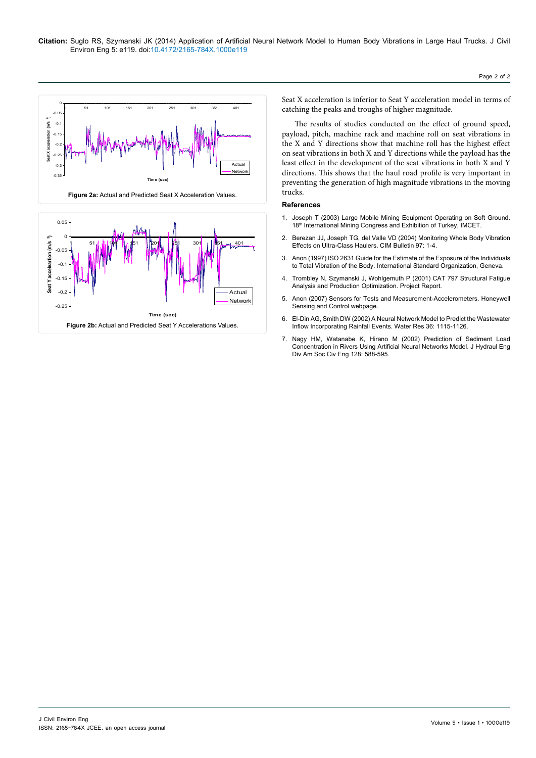0
-0.05
-0.1
-0.15
-0.2
-0.25
-0.3
-0.35
Seat X acceleration (m/s 2)
1 51 101 151 201 251 301 351 401
Time (sec)
Actual
Network

**Figure 2a:** Actual and Predicted Seat X Acceleration Values.

0.05
0
-0.05
-0.1
-0.15
-0.2
-0.25
Seat Y acceleartion (m/s 2)
1 51 101 151 201 251 301 351 401
Time (sec)
Actual
Network

**Figure 2b:** Actual and Predicted Seat Y Accelerations Values.

Seat X acceleration is inferior to Seat Y acceleration model in terms of catching the peaks and troughs of higher magnitude.

The results of studies conducted on the effect of ground speed, payload, pitch, machine rack and machine roll on seat vibrations in the X and Y directions show that machine roll has the highest effect on seat vibrations in both X and Y directions while the payload has the least effect in the development of the seat vibrations in both X and Y directions. This shows that the haul road profile is very important in preventing the generation of high magnitude vibrations in the moving trucks.

## References

1. Joseph T (2003) Large Mobile Mining Equipment Operating on Soft Ground. 18th International Mining Congress and Exhibition of Turkey, IMCET.
2. Berezan JJ, Joseph TG, del Valle VD (2004) Monitoring Whole Body Vibration Effects on Ultra-Class Haulers. CIM Bulletin 97: 1-4.
3. Anon (1997) ISO 2631 Guide for the Estimate of the Exposure of the Individuals to Total Vibration of the Body. International Standard Organization, Geneva.
4. Trombley N, Szymanski J, Wohlgemuth P (2001) CAT 797 Structural Fatigue Analysis and Production Optimization. Project Report.
5. Anon (2007) Sensors for Tests and Measurement-Accelerometers. Honeywell Sensing and Control webpage.
6. El-Din AG, Smith DW (2002) A Neural Network Model to Predict the Wastewater Inflow Incorporating Rainfall Events. Water Res 36: 1115-1126.
7. Nagy HM, Watanabe K, Hirano M (2002) Prediction of Sediment Load Concentration in Rivers Using Artificial Neural Networks Model. J Hydraul Eng Div Am Soc Civ Eng 128: 588-595.